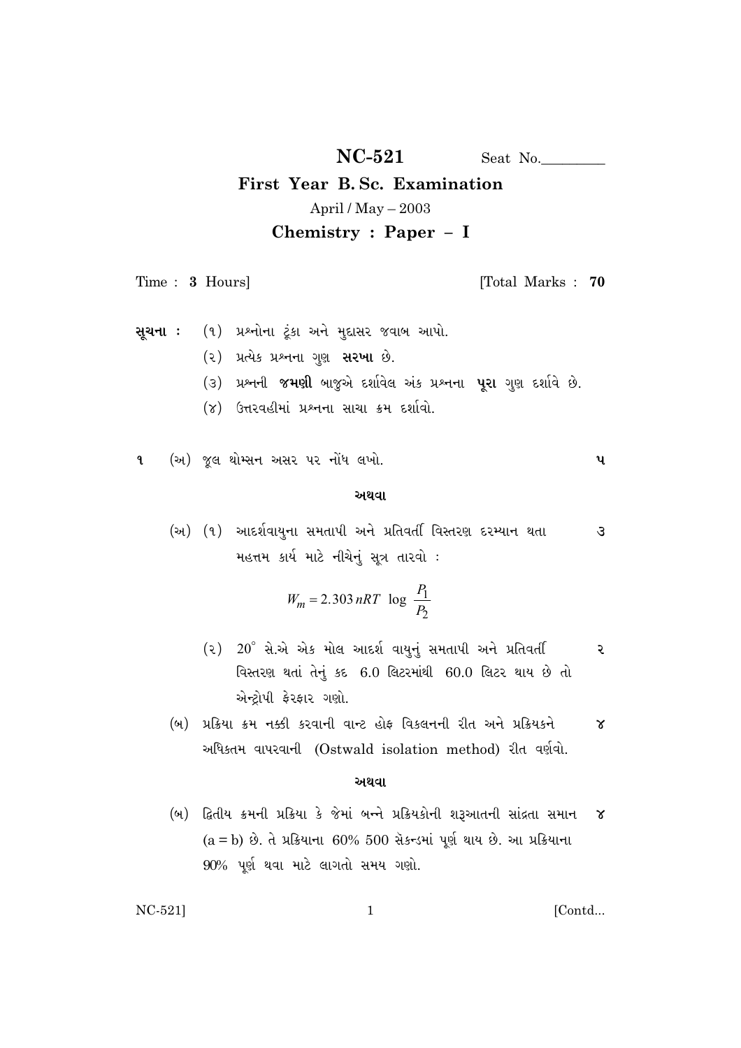# NC-521

Seat No.\_\_\_\_\_\_\_\_\_

## First Year B. Sc. Examination

April / May – 2003

## Chemistry : Paper – I

Time : **3** Hours] [Total Marks : **70**

**સૂચના :** (૧) પ્રશ્નોના ટૂંકા અને મુદ્દાસર જવાબ આપો.

(૨) પ્રત્યેક પ્રશ્નના ગુણ **સરખા** છે.

(૩) પ્રશ્નની **જમણી** બાજુએ દર્શાવેલ અંક પ્રશ્નના **પૂરા** ગુણ દર્શાવે છે.

(૪) ઉત્તરવહીમાં પ્રશ્નના સાચા ક્રમ દર્શાવો.

૧ (અ) જૂલ થોમ્સન અસર પર નોંધ લખો. ૫

**અથવા**

(અ) (૧) આદર્શવાયુના સમતાપી અને પ્રતિવર્તી વિસ્તરણ દરમ્યાન થતા મહત્તમ કાર્ય માટે નીચેનું સૂત્ર તારવો : ૩

$$W_m = 2.303\, nRT \;\log\; \frac{P_1}{P_2}$$

(૨) $20^\circ$ સે.એ એક મોલ આદર્શ વાયુનું સમતાપી અને પ્રતિવર્તી વિસ્તરણ થતાં તેનું કદ 6.0 લિટરમાંથી 60.0 લિટર થાય છે તો એન્ટ્રોપી ફેરફાર ગણો. ૨

(બ) પ્રક્રિયા ક્રમ નક્કી કરવાની વાન્ટ હોફ વિકલનની રીત અને પ્રક્રિયકને અધિકતમ વાપરવાની (Ostwald isolation method) રીત વર્ણવો. ૪

**અથવા**

(બ) દ્વિતીય ક્રમની પ્રક્રિયા કે જેમાં બન્ને પ્રક્રિયકોની શરૂઆતની સાંદ્રતા સમાન (a = b) છે. તે પ્રક્રિયાના 60% 500 સેકન્ડમાં પૂર્ણ થાય છે. આ પ્રક્રિયાના 90% પૂર્ણ થવા માટે લાગતો સમય ગણો. ૪

[Contd...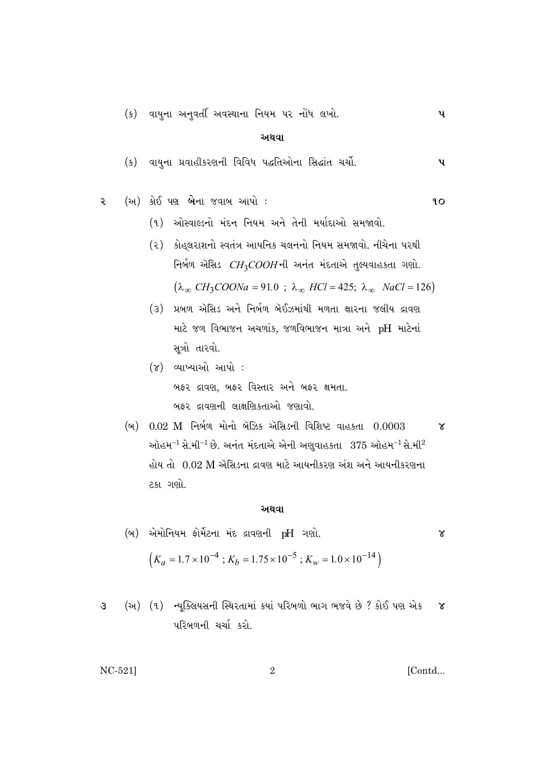(ક) વાયુના અનુવર્તી અવસ્થાના નિયમ પર નોંધ લખો. **૫**

**અથવા**

(ક) વાયુના પ્રવાહીકરણની વિવિધ પદ્ધતિઓના સિદ્ધાંત ચર્ચો. **૫**

૨ (અ) કોઈ પણ **બે**ના જવાબ આપો : **૧૦**

(૧) ઓસ્વાલ્ડનો મંદન નિયમ અને તેની મર્યાદાઓ સમજાવો.

(૨) કોહ્લરાશનો સ્વતંત્ર આયનિક ચલનનો નિયમ સમજાવો. નીચેના પરથી નિર્બળ ઍસિડ $CH_3COOH$ની અનંત મંદતાએ તુલ્યવાહકતા ગણો.

$\left(\lambda_{\infty}\ CH_3COONa = 91.0\ ;\ \lambda_{\infty}\ HCl = 425;\ \lambda_{\infty}\ \ NaCl = 126\right)$

(૩) પ્રબળ ઍસિડ અને નિર્બળ બૅઈઝમાંથી મળતા ક્ષારના જલીય દ્રાવણ માટે જળ વિભાજન અચળાંક, જળવિભાજન માત્રા અને pH માટેનાં સૂત્રો તારવો.

(૪) વ્યાખ્યાઓ આપો :

બફર દ્રાવણ, બફર વિસ્તાર અને બફર ક્ષમતા.

બફર દ્રાવણની લાક્ષણિકતાઓ જણાવો.

(બ) 0.02 M નિર્બળ મોનો બૅઝિક ઍસિડની વિશિષ્ટ વાહકતા 0.0003 ઑહમ$^{-1}$ સે.મી$^{-1}$ છે. અનંત મંદતાએ એની અણુવાહકતા 375 ઑહમ$^{-1}$ સે.મી$^{2}$ હોય તો 0.02 M ઍસિડના દ્રાવણ માટે આયનીકરણ અંશ અને આયનીકરણના ટકા ગણો. **૪**

**અથવા**

(બ) એમોનિયમ ફૉર્મેટના મંદ દ્રાવણની pH ગણો. **૪**

$\left(K_a = 1.7 \times 10^{-4}\ ;\ K_b = 1.75 \times 10^{-5}\ ;\ K_w = 1.0 \times 10^{-14}\right)$

૩ (અ) (૧) ન્યૂક્લિયસની સ્થિરતામાં કયાં પરિબળો ભાગ ભજવે છે ? કોઈ પણ એક પરિબળની ચર્ચા કરો. **૪**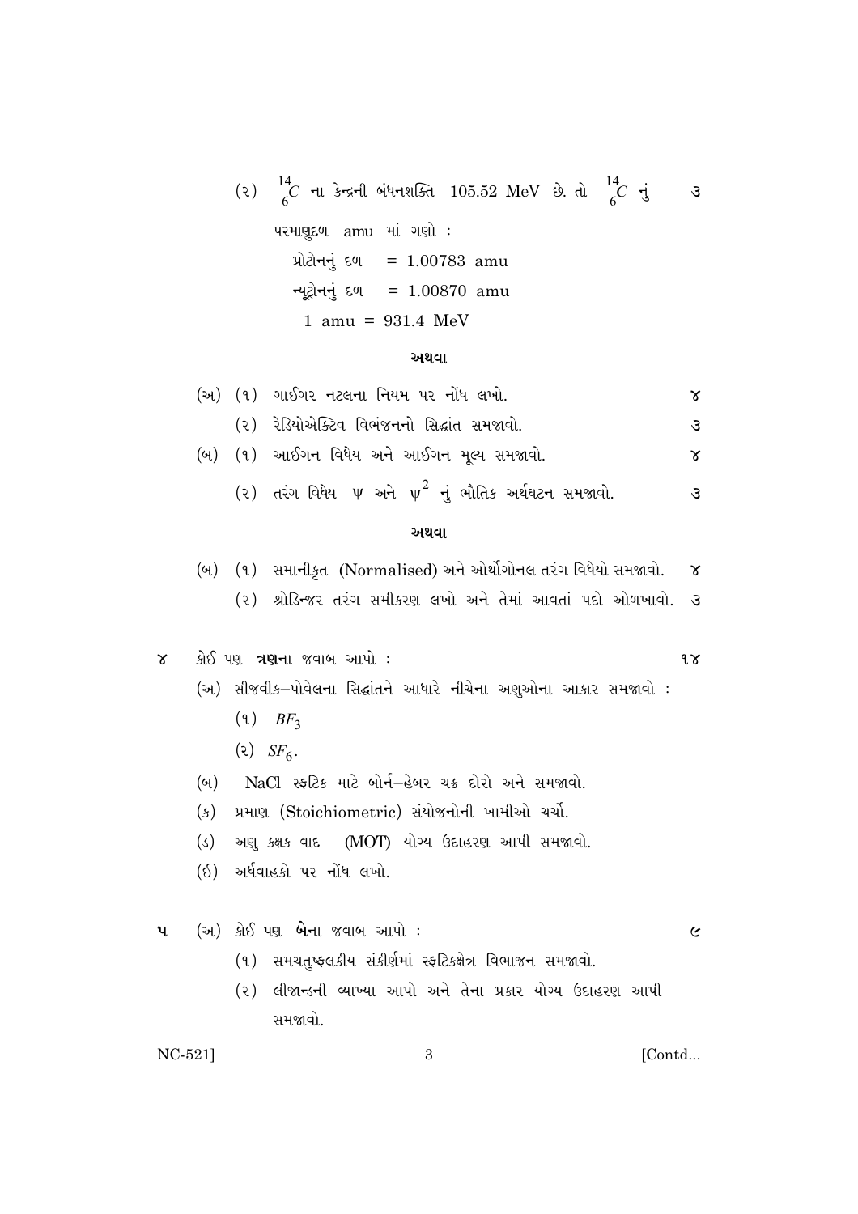(૨) $^{14}_{6}C$ ના કેન્દ્રની બંધનશક્તિ 105.52 MeV છે. તો $^{14}_{6}C$ નું પરમાણુદળ amu માં ગણો : ૩

પ્રોટોનનું દળ = 1.00783 amu

ન્યૂટ્રોનનું દળ = 1.00870 amu

1 amu = 931.4 MeV

**અથવા**

(અ) (૧) ગાઈગર નટલના નિયમ પર નોંધ લખો. ૪

(૨) રેડિયોએક્ટિવ વિભંજનનો સિદ્ધાંત સમજાવો. ૩

(બ) (૧) આઈગન વિધેય અને આઈગન મૂલ્ય સમજાવો. ૪

(૨) તરંગ વિધેય $\psi$ અને $\psi^2$ નું ભૌતિક અર્થઘટન સમજાવો. ૩

**અથવા**

(બ) (૧) સમાનીકૃત (Normalised) અને ઓર્થોગોનલ તરંગ વિધેયો સમજાવો. ૪

(૨) શ્રોડિન્જર તરંગ સમીકરણ લખો અને તેમાં આવતાં પદો ઓળખાવો. ૩

૪ કોઈ પણ **ત્રણ**ના જવાબ આપો : ૧૪

(અ) સીજવીક–પોવેલના સિદ્ધાંતને આધારે નીચેના અણુઓના આકાર સમજાવો :

(૧) $BF_3$

(૨) $SF_6$.

(બ) NaCl સ્ફટિક માટે બોર્ન–હેબર ચક્ર દોરો અને સમજાવો.

(ક) પ્રમાણ (Stoichiometric) સંયોજનોની ખામીઓ ચર્ચો.

(ડ) અણુ કક્ષક વાદ (MOT) યોગ્ય ઉદાહરણ આપી સમજાવો.

(ઇ) અર્ધવાહકો પર નોંધ લખો.

૫ (અ) કોઈ પણ **બે**ના જવાબ આપો : ૯

(૧) સમચતુષ્ફલકીય સંકીર્ણમાં સ્ફટિકક્ષેત્ર વિભાજન સમજાવો.

(૨) લીજાન્ડની વ્યાખ્યા આપો અને તેના પ્રકાર યોગ્ય ઉદાહરણ આપી સમજાવો.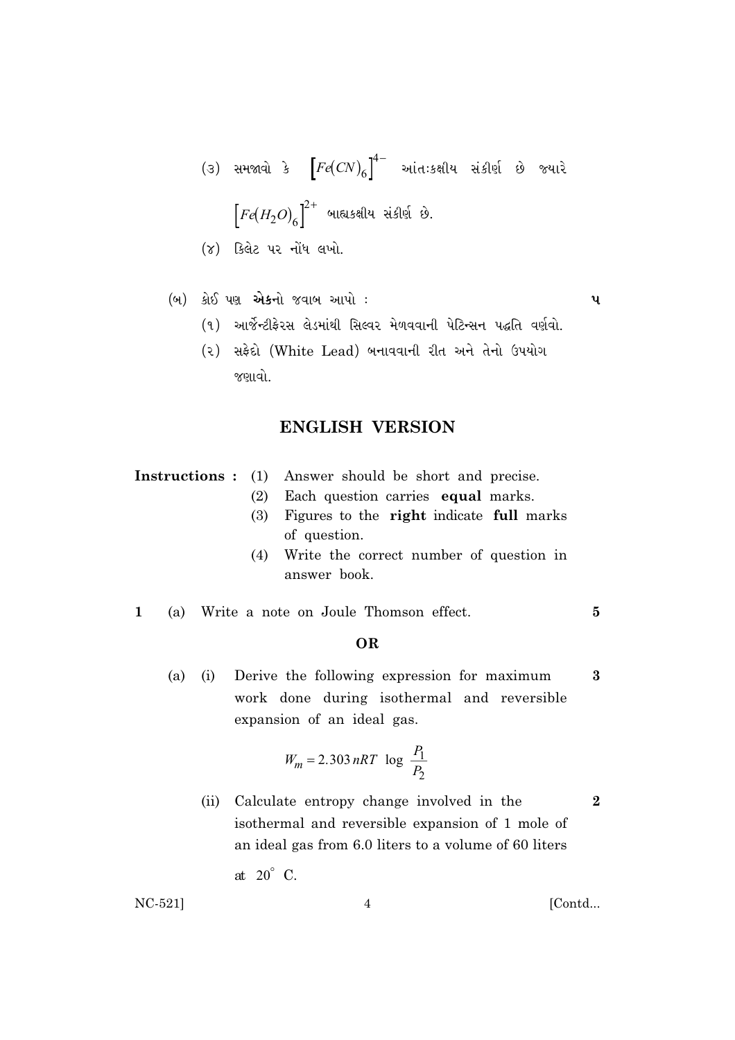(૩) સમજાવો કે $\left[Fe(CN)_6\right]^{4-}$ આંતઃકક્ષીય સંકીર્ણ છે જ્યારે $\left[Fe(H_2O)_6\right]^{2+}$ બાહ્યકક્ષીય સંકીર્ણ છે.

(૪) કિલેટ પર નોંધ લખો.

(બ) કોઈ પણ **એક**નો જવાબ આપો : **૫**

(૧) આર્જેન્ટીફેરસ લેડમાંથી સિલ્વર મેળવવાની પેટિન્સન પદ્ધતિ વર્ણવો.

(૨) સફેદો (White Lead) બનાવવાની રીત અને તેનો ઉપયોગ જણાવો.

## ENGLISH VERSION

**Instructions :**
1. Answer should be short and precise.
2. Each question carries **equal** marks.
3. Figures to the **right** indicate **full** marks of question.
4. Write the correct number of question in answer book.

**1** (a) Write a note on Joule Thomson effect. **5**

**OR**

(a) (i) Derive the following expression for maximum work done during isothermal and reversible expansion of an ideal gas. **3**

$$W_m = 2.303\, nRT \;\log\; \frac{P_1}{P_2}$$

(ii) Calculate entropy change involved in the isothermal and reversible expansion of 1 mole of an ideal gas from 6.0 liters to a volume of 60 liters at $20^{\circ}$ C. **2**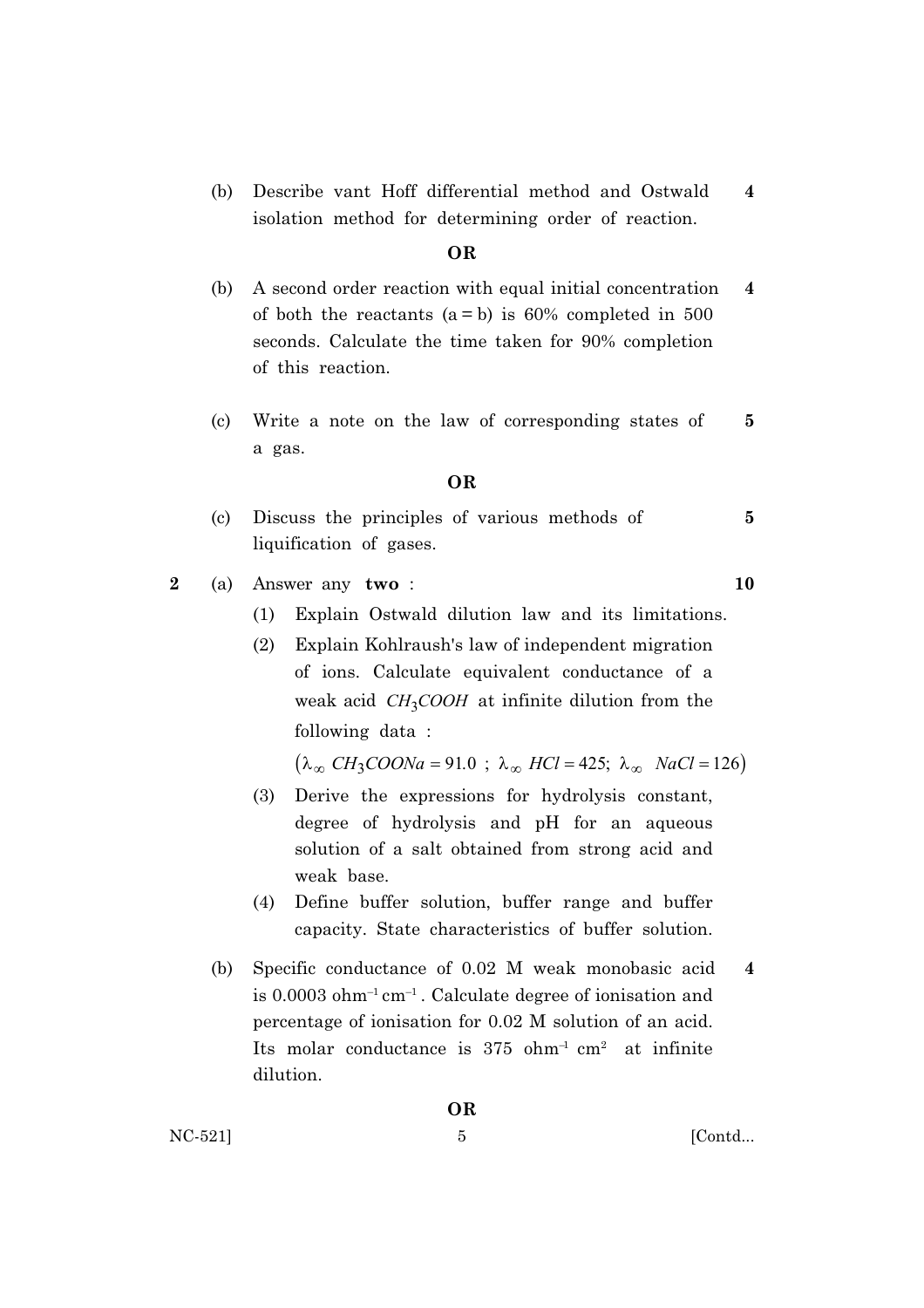(b) Describe vant Hoff differential method and Ostwald isolation method for determining order of reaction. **4**

**OR**

(b) A second order reaction with equal initial concentration of both the reactants (a = b) is 60% completed in 500 seconds. Calculate the time taken for 90% completion of this reaction. **4**

(c) Write a note on the law of corresponding states of a gas. **5**

**OR**

(c) Discuss the principles of various methods of liquification of gases. **5**

**2** (a) Answer any **two** : **10**

(1) Explain Ostwald dilution law and its limitations.

(2) Explain Kohlraush's law of independent migration of ions. Calculate equivalent conductance of a weak acid $CH_3COOH$ at infinite dilution from the following data :

$$\left(\lambda_\infty\ CH_3COONa = 91.0\ ;\ \lambda_\infty\ HCl = 425;\ \lambda_\infty\ \ NaCl = 126\right)$$

(3) Derive the expressions for hydrolysis constant, degree of hydrolysis and pH for an aqueous solution of a salt obtained from strong acid and weak base.

(4) Define buffer solution, buffer range and buffer capacity. State characteristics of buffer solution.

(b) Specific conductance of 0.02 M weak monobasic acid is 0.0003 $ohm^{-1}\,cm^{-1}$. Calculate degree of ionisation and percentage of ionisation for 0.02 M solution of an acid. Its molar conductance is 375 $ohm^{-1}\,cm^{2}$ at infinite dilution. **4**

**OR**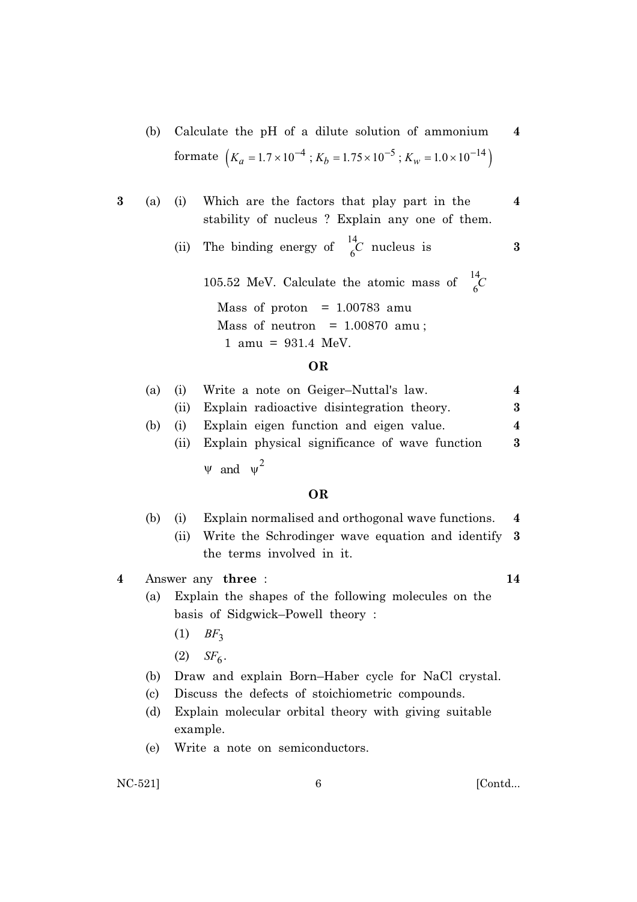(b) Calculate the pH of a dilute solution of ammonium formate $\left(K_a = 1.7 \times 10^{-4} ; K_b = 1.75 \times 10^{-5} ; K_w = 1.0 \times 10^{-14}\right)$ **4**

**3** (a) (i) Which are the factors that play part in the stability of nucleus ? Explain any one of them. **4**

(ii) The binding energy of $^{14}_{6}C$ nucleus is 105.52 MeV. Calculate the atomic mass of $^{14}_{6}C$ **3**

Mass of proton = 1.00783 amu
Mass of neutron = 1.00870 amu ;
1 amu = 931.4 MeV.

**OR**

(a) (i) Write a note on Geiger–Nuttal's law. **4**

(ii) Explain radioactive disintegration theory. **3**

(b) (i) Explain eigen function and eigen value. **4**

(ii) Explain physical significance of wave function $\psi$ and $\psi^2$ **3**

**OR**

(b) (i) Explain normalised and orthogonal wave functions. **4**

(ii) Write the Schrodinger wave equation and identify the terms involved in it. **3**

**4** Answer any **three** : **14**

(a) Explain the shapes of the following molecules on the basis of Sidgwick–Powell theory :

(1) $BF_3$

(2) $SF_6$.

(b) Draw and explain Born–Haber cycle for NaCl crystal.

(c) Discuss the defects of stoichiometric compounds.

(d) Explain molecular orbital theory with giving suitable example.

(e) Write a note on semiconductors.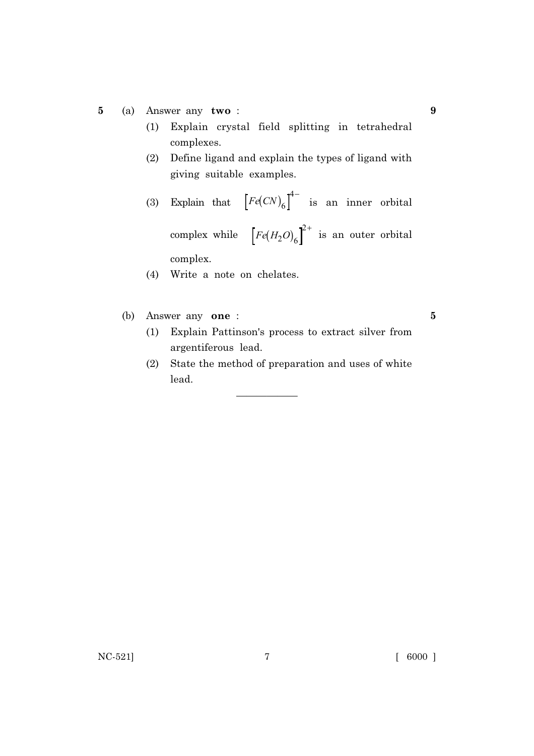**5** (a) Answer any **two** : **9**

(1) Explain crystal field splitting in tetrahedral complexes.

(2) Define ligand and explain the types of ligand with giving suitable examples.

(3) Explain that $\left[Fe(CN)_6\right]^{4-}$ is an inner orbital complex while $\left[Fe(H_2O)_6\right]^{2+}$ is an outer orbital complex.

(4) Write a note on chelates.

(b) Answer any **one** : **5**

(1) Explain Pattinson's process to extract silver from argentiferous lead.

(2) State the method of preparation and uses of white lead.

---